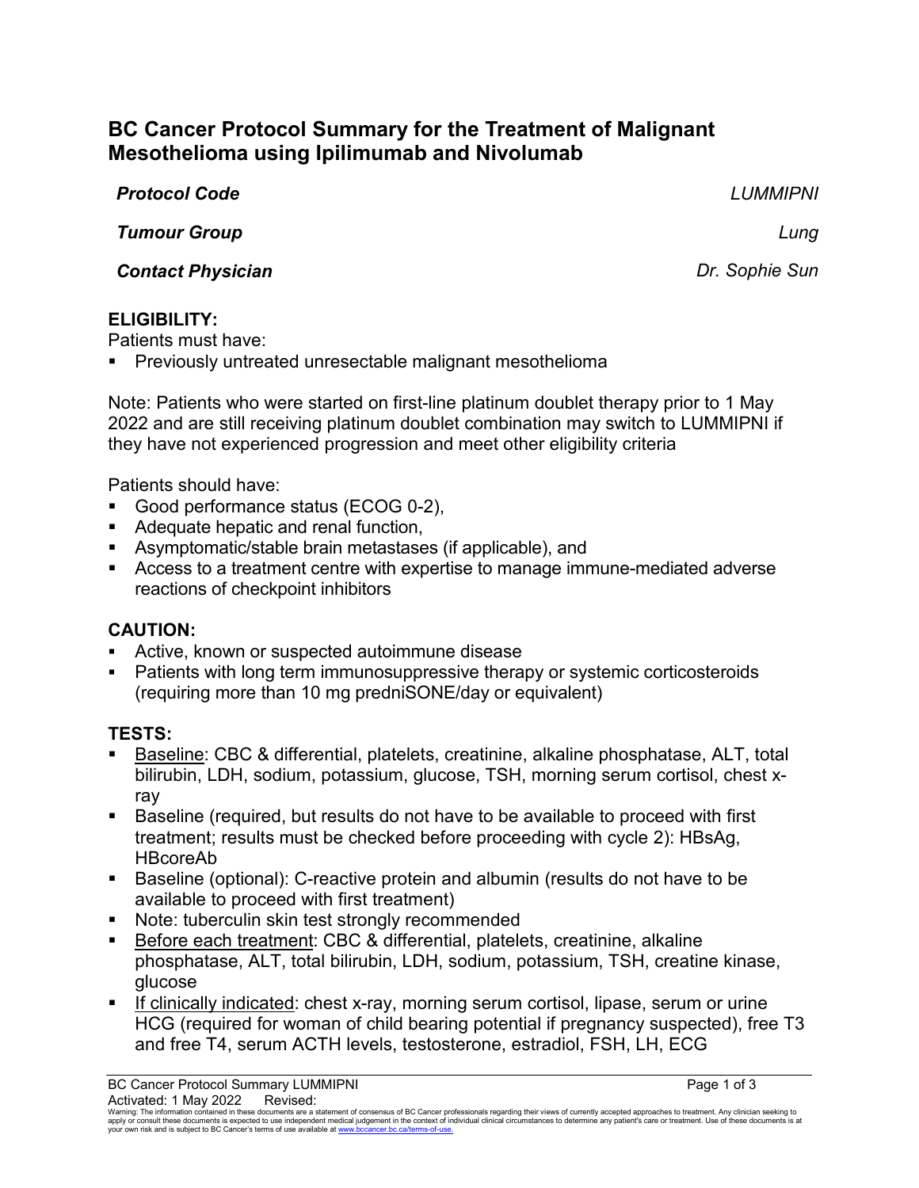# BC Cancer Protocol Summary for the Treatment of Malignant Mesothelioma using Ipilimumab and Nivolumab

| | |
|---|---|
| ***Protocol Code*** | *LUMMIPNI* |
| ***Tumour Group*** | *Lung* |
| ***Contact Physician*** | *Dr. Sophie Sun* |

## ELIGIBILITY:

Patients must have:

- Previously untreated unresectable malignant mesothelioma

Note: Patients who were started on first-line platinum doublet therapy prior to 1 May 2022 and are still receiving platinum doublet combination may switch to LUMMIPNI if they have not experienced progression and meet other eligibility criteria

Patients should have:

- Good performance status (ECOG 0-2),
- Adequate hepatic and renal function,
- Asymptomatic/stable brain metastases (if applicable), and
- Access to a treatment centre with expertise to manage immune-mediated adverse reactions of checkpoint inhibitors

## CAUTION:

- Active, known or suspected autoimmune disease
- Patients with long term immunosuppressive therapy or systemic corticosteroids (requiring more than 10 mg predniSONE/day or equivalent)

## TESTS:

- Baseline: CBC & differential, platelets, creatinine, alkaline phosphatase, ALT, total bilirubin, LDH, sodium, potassium, glucose, TSH, morning serum cortisol, chest x-ray
- Baseline (required, but results do not have to be available to proceed with first treatment; results must be checked before proceeding with cycle 2): HBsAg, HBcoreAb
- Baseline (optional): C-reactive protein and albumin (results do not have to be available to proceed with first treatment)
- Note: tuberculin skin test strongly recommended
- Before each treatment: CBC & differential, platelets, creatinine, alkaline phosphatase, ALT, total bilirubin, LDH, sodium, potassium, TSH, creatine kinase, glucose
- If clinically indicated: chest x-ray, morning serum cortisol, lipase, serum or urine HCG (required for woman of child bearing potential if pregnancy suspected), free T3 and free T4, serum ACTH levels, testosterone, estradiol, FSH, LH, ECG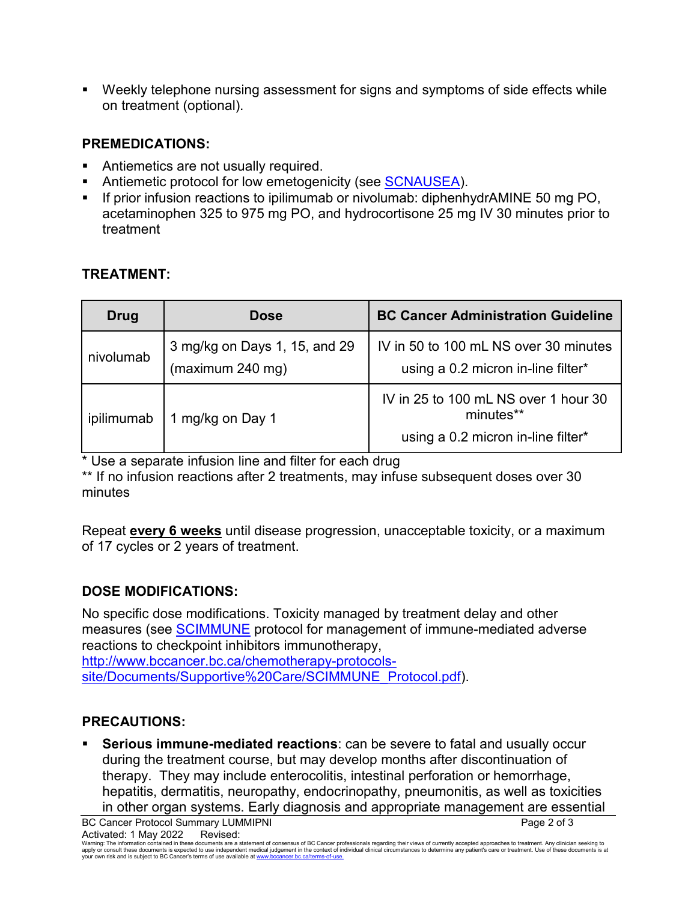- Weekly telephone nursing assessment for signs and symptoms of side effects while on treatment (optional).

## PREMEDICATIONS:

- Antiemetics are not usually required.
- Antiemetic protocol for low emetogenicity (see SCNAUSEA).
- If prior infusion reactions to ipilimumab or nivolumab: diphenhydrAMINE 50 mg PO, acetaminophen 325 to 975 mg PO, and hydrocortisone 25 mg IV 30 minutes prior to treatment

## TREATMENT:

| Drug | Dose | BC Cancer Administration Guideline |
| --- | --- | --- |
| nivolumab | 3 mg/kg on Days 1, 15, and 29 (maximum 240 mg) | IV in 50 to 100 mL NS over 30 minutes using a 0.2 micron in-line filter* |
| ipilimumab | 1 mg/kg on Day 1 | IV in 25 to 100 mL NS over 1 hour 30 minutes** using a 0.2 micron in-line filter* |

* Use a separate infusion line and filter for each drug

** If no infusion reactions after 2 treatments, may infuse subsequent doses over 30 minutes

Repeat **every 6 weeks** until disease progression, unacceptable toxicity, or a maximum of 17 cycles or 2 years of treatment.

## DOSE MODIFICATIONS:

No specific dose modifications. Toxicity managed by treatment delay and other measures (see SCIMMUNE protocol for management of immune-mediated adverse reactions to checkpoint inhibitors immunotherapy, http://www.bccancer.bc.ca/chemotherapy-protocols-site/Documents/Supportive%20Care/SCIMMUNE_Protocol.pdf).

## PRECAUTIONS:

- **Serious immune-mediated reactions**: can be severe to fatal and usually occur during the treatment course, but may develop months after discontinuation of therapy. They may include enterocolitis, intestinal perforation or hemorrhage, hepatitis, dermatitis, neuropathy, endocrinopathy, pneumonitis, as well as toxicities in other organ systems. Early diagnosis and appropriate management are essential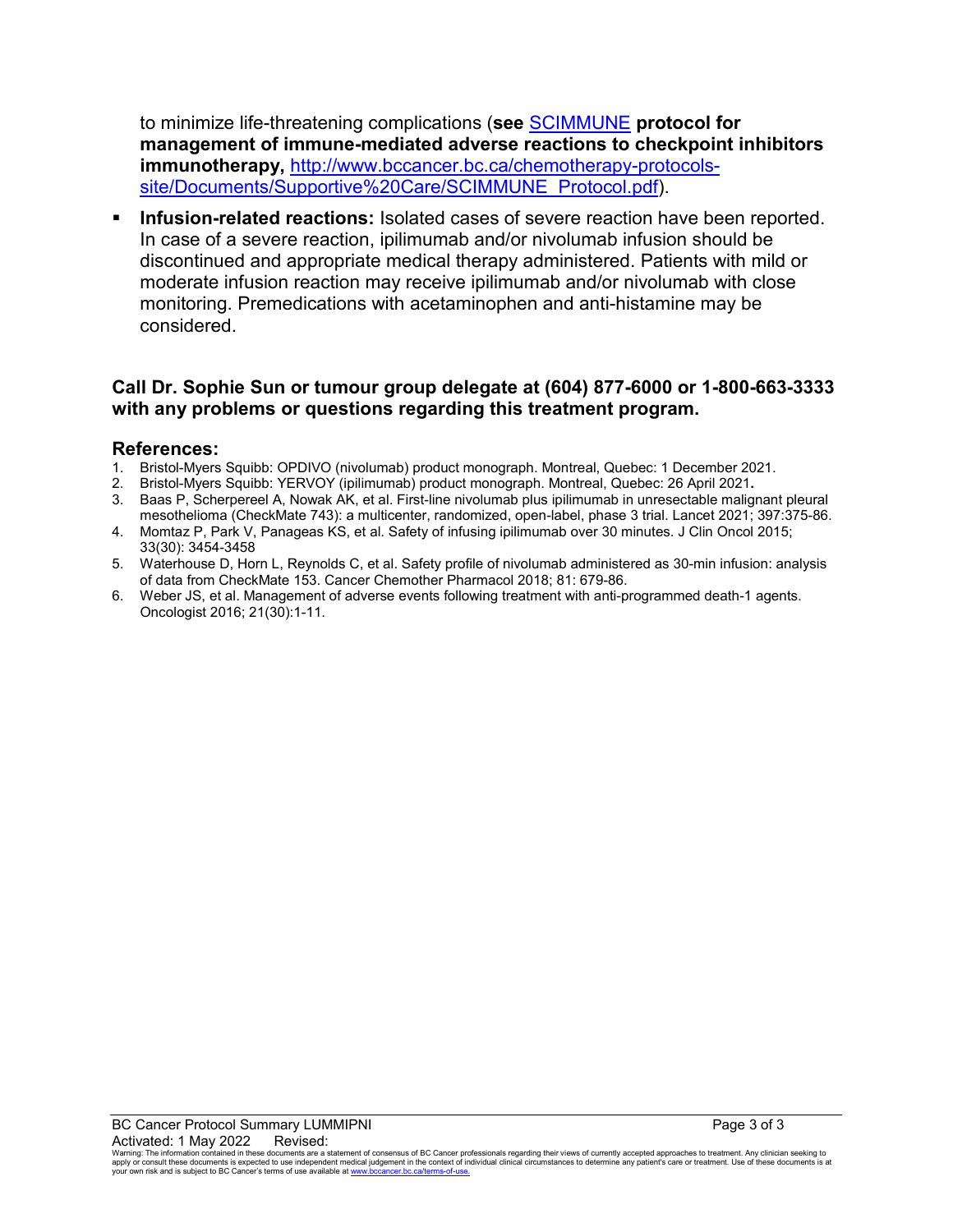to minimize life-threatening complications (**see** SCIMMUNE **protocol for management of immune-mediated adverse reactions to checkpoint inhibitors immunotherapy,** http://www.bccancer.bc.ca/chemotherapy-protocols-site/Documents/Supportive%20Care/SCIMMUNE_Protocol.pdf).

- **Infusion-related reactions:** Isolated cases of severe reaction have been reported. In case of a severe reaction, ipilimumab and/or nivolumab infusion should be discontinued and appropriate medical therapy administered. Patients with mild or moderate infusion reaction may receive ipilimumab and/or nivolumab with close monitoring. Premedications with acetaminophen and anti-histamine may be considered.

**Call Dr. Sophie Sun or tumour group delegate at (604) 877-6000 or 1-800-663-3333 with any problems or questions regarding this treatment program.**

## References:

1. Bristol-Myers Squibb: OPDIVO (nivolumab) product monograph. Montreal, Quebec: 1 December 2021.
2. Bristol-Myers Squibb: YERVOY (ipilimumab) product monograph. Montreal, Quebec: 26 April 2021**.**
3. Baas P, Scherpereel A, Nowak AK, et al. First-line nivolumab plus ipilimumab in unresectable malignant pleural mesothelioma (CheckMate 743): a multicenter, randomized, open-label, phase 3 trial. Lancet 2021; 397:375-86.
4. Momtaz P, Park V, Panageas KS, et al. Safety of infusing ipilimumab over 30 minutes. J Clin Oncol 2015; 33(30): 3454-3458
5. Waterhouse D, Horn L, Reynolds C, et al. Safety profile of nivolumab administered as 30-min infusion: analysis of data from CheckMate 153. Cancer Chemother Pharmacol 2018; 81: 679-86.
6. Weber JS, et al. Management of adverse events following treatment with anti-programmed death-1 agents. Oncologist 2016; 21(30):1-11.